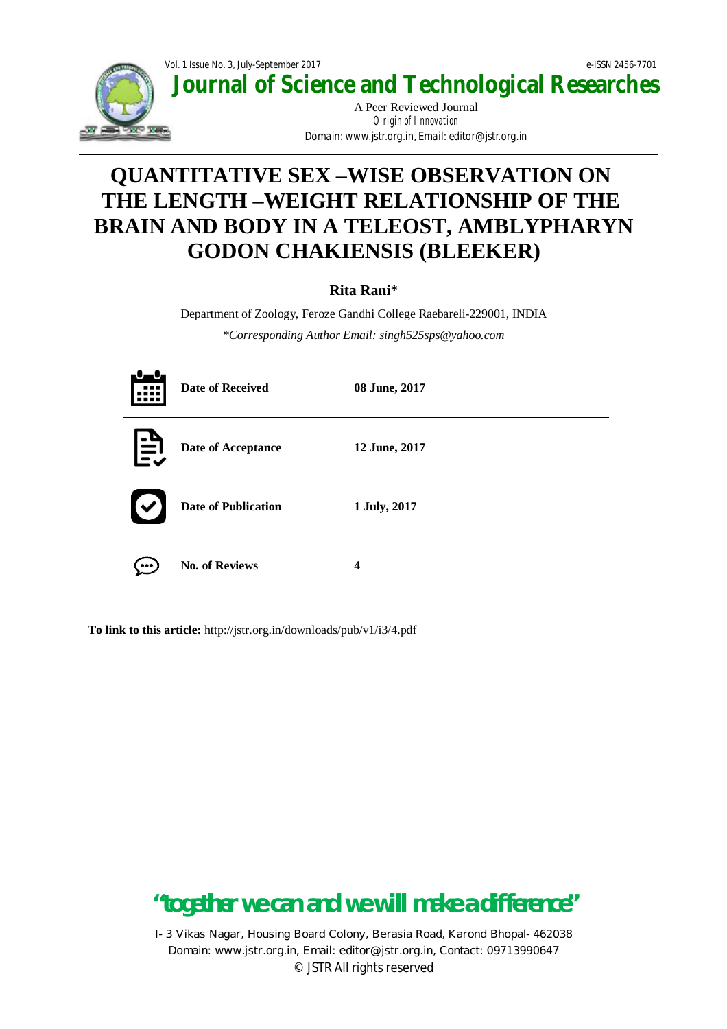# Journal of Science and Technological Researches

A Peer Reviewed Journal

*Origin of Innovation*

Domain: www.jstr.org.in, Email: editor@jstr.org.in

# QUANTITATIVE SEX –WISE OBSERVATION ON THE LENGTH –WEIGHT RELATIONSHIP OF THE BRAIN AND BODY IN A TELEOST, AMBLYPHARYN GODON CHAKIENSIS (BLEEKER)

**Rita Rani***

Department of Zoology, Feroze Gandhi College Raebareli-229001, INDIA

*\*Corresponding Author Email: singh525sps@yahoo.com*

| | |
|---|---|
| **Date of Received** | **08 June, 2017** |
| **Date of Acceptance** | **12 June, 2017** |
| **Date of Publication** | **1 July, 2017** |
| **No. of Reviews** | **4** |

**To link to this article:** http://jstr.org.in/downloads/pub/v1/i3/4.pdf

**"together we can and we will make a difference"**

I- 3 Vikas Nagar, Housing Board Colony, Berasia Road, Karond Bhopal- 462038

Domain: www.jstr.org.in, Email: editor@jstr.org.in, Contact: 09713990647

© JSTR All rights reserved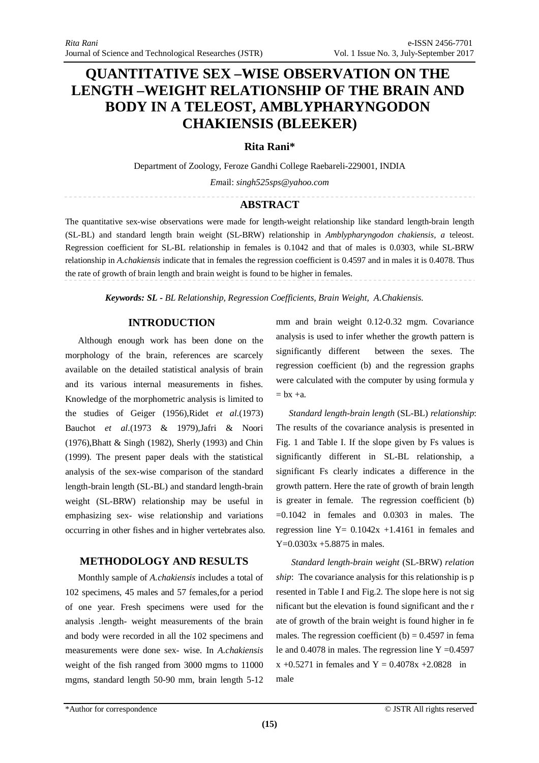# QUANTITATIVE SEX –WISE OBSERVATION ON THE LENGTH –WEIGHT RELATIONSHIP OF THE BRAIN AND BODY IN A TELEOST, AMBLYPHARYNGODON CHAKIENSIS (BLEEKER)

**Rita Rani***

Department of Zoology, Feroze Gandhi College Raebareli-229001, INDIA

*Em*ail: *singh525sps@yahoo.com*

## ABSTRACT

The quantitative sex-wise observations were made for length-weight relationship like standard length-brain length (SL-BL) and standard length brain weight (SL-BRW) relationship in *Amblypharyngodon chakiensis, a* teleost. Regression coefficient for SL-BL relationship in females is 0.1042 and that of males is 0.0303, while SL-BRW relationship in *A.chakiensis* indicate that in females the regression coefficient is 0.4597 and in males it is 0.4078. Thus the rate of growth of brain length and brain weight is found to be higher in females.

***Keywords:*** *SL - BL Relationship, Regression Coefficients, Brain Weight, A.Chakiensis.*

## INTRODUCTION

Although enough work has been done on the morphology of the brain, references are scarcely available on the detailed statistical analysis of brain and its various internal measurements in fishes. Knowledge of the morphometric analysis is limited to the studies of Geiger (1956),Ridet *et al.*(1973) Bauchot *et al.*(1973 & 1979),Jafri & Noori (1976),Bhatt & Singh (1982), Sherly (1993) and Chin (1999). The present paper deals with the statistical analysis of the sex-wise comparison of the standard length-brain length (SL-BL) and standard length-brain weight (SL-BRW) relationship may be useful in emphasizing sex- wise relationship and variations occurring in other fishes and in higher vertebrates also.

## METHODOLOGY AND RESULTS

Monthly sample of *A.chakiensis* includes a total of 102 specimens, 45 males and 57 females,for a period of one year. Fresh specimens were used for the analysis .length- weight measurements of the brain and body were recorded in all the 102 specimens and measurements were done sex- wise. In *A.chakiensis* weight of the fish ranged from 3000 mgms to 11000 mgms, standard length 50-90 mm, brain length 5-12 mm and brain weight 0.12-0.32 mgm. Covariance analysis is used to infer whether the growth pattern is significantly different between the sexes. The regression coefficient (b) and the regression graphs were calculated with the computer by using formula $y = bx + a$.

*Standard length-brain length* (SL-BL) *relationship*: The results of the covariance analysis is presented in Fig. 1 and Table I. If the slope given by Fs values is significantly different in SL-BL relationship, a significant Fs clearly indicates a difference in the growth pattern. Here the rate of growth of brain length is greater in female. The regression coefficient (b) =0.1042 in females and 0.0303 in males. The regression line $Y= 0.1042x +1.4161$ in females and $Y=0.0303x +5.8875$ in males.

*Standard length-brain weight* (SL-BRW) *relation ship*: The covariance analysis for this relationship is p resented in Table I and Fig.2. The slope here is not sig nificant but the elevation is found significant and the r ate of growth of the brain weight is found higher in fe males. The regression coefficient (b) = 0.4597 in fema le and 0.4078 in males. The regression line $Y =0.4597 x +0.5271$ in females and $Y = 0.4078x +2.0828$ in male

*Author for correspondence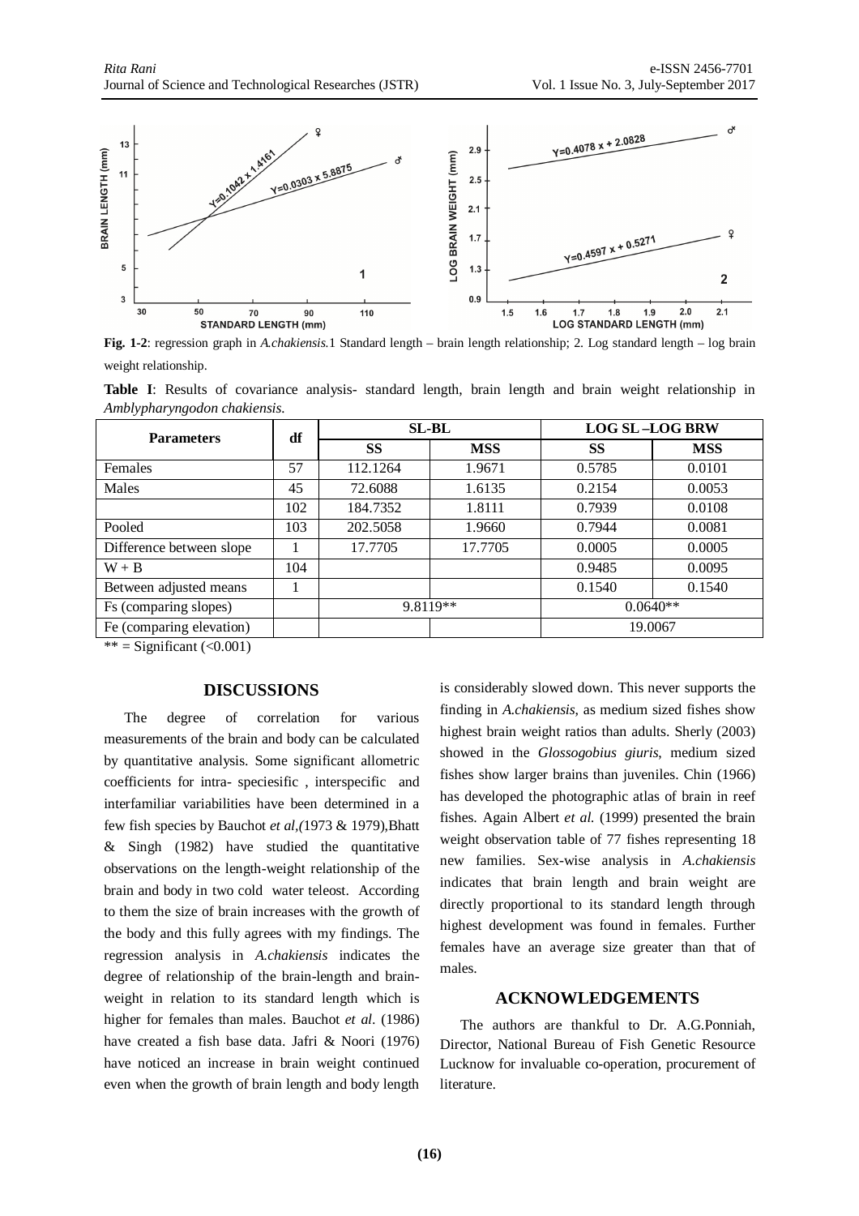**Fig. 1-2**: regression graph in *A.chakiensis*.1 Standard length – brain length relationship; 2. Log standard length – log brain weight relationship.

**Table I**: Results of covariance analysis- standard length, brain length and brain weight relationship in *Amblypharyngodon chakiensis.*

| Parameters | df | SL-BL | | LOG SL –LOG BRW | |
|---|---|---|---|---|---|
| | | **SS** | **MSS** | **SS** | **MSS** |
| Females | 57 | 112.1264 | 1.9671 | 0.5785 | 0.0101 |
| Males | 45 | 72.6088 | 1.6135 | 0.2154 | 0.0053 |
| | 102 | 184.7352 | 1.8111 | 0.7939 | 0.0108 |
| Pooled | 103 | 202.5058 | 1.9660 | 0.7944 | 0.0081 |
| Difference between slope | 1 | 17.7705 | 17.7705 | 0.0005 | 0.0005 |
| W + B | 104 | | | 0.9485 | 0.0095 |
| Between adjusted means | 1 | | | 0.1540 | 0.1540 |
| Fs (comparing slopes) | | 9.8119** | | 0.0640** | |
| Fe (comparing elevation) | | | | 19.0067 | |

** = Significant (<0.001)

## DISCUSSIONS

The degree of correlation for various measurements of the brain and body can be calculated by quantitative analysis. Some significant allometric coefficients for intra- speciesific , interspecific and interfamiliar variabilities have been determined in a few fish species by Bauchot *et al*,(1973 & 1979),Bhatt & Singh (1982) have studied the quantitative observations on the length-weight relationship of the brain and body in two cold water teleost. According to them the size of brain increases with the growth of the body and this fully agrees with my findings. The regression analysis in *A.chakiensis* indicates the degree of relationship of the brain-length and brain-weight in relation to its standard length which is higher for females than males. Bauchot *et al*. (1986) have created a fish base data. Jafri & Noori (1976) have noticed an increase in brain weight continued even when the growth of brain length and body length is considerably slowed down. This never supports the finding in *A.chakiensis*, as medium sized fishes show highest brain weight ratios than adults. Sherly (2003) showed in the *Glossogobius giuris*, medium sized fishes show larger brains than juveniles. Chin (1966) has developed the photographic atlas of brain in reef fishes. Again Albert *et al.* (1999) presented the brain weight observation table of 77 fishes representing 18 new families. Sex-wise analysis in *A.chakiensis* indicates that brain length and brain weight are directly proportional to its standard length through highest development was found in females. Further females have an average size greater than that of males.

## ACKNOWLEDGEMENTS

The authors are thankful to Dr. A.G.Ponniah, Director, National Bureau of Fish Genetic Resource Lucknow for invaluable co-operation, procurement of literature.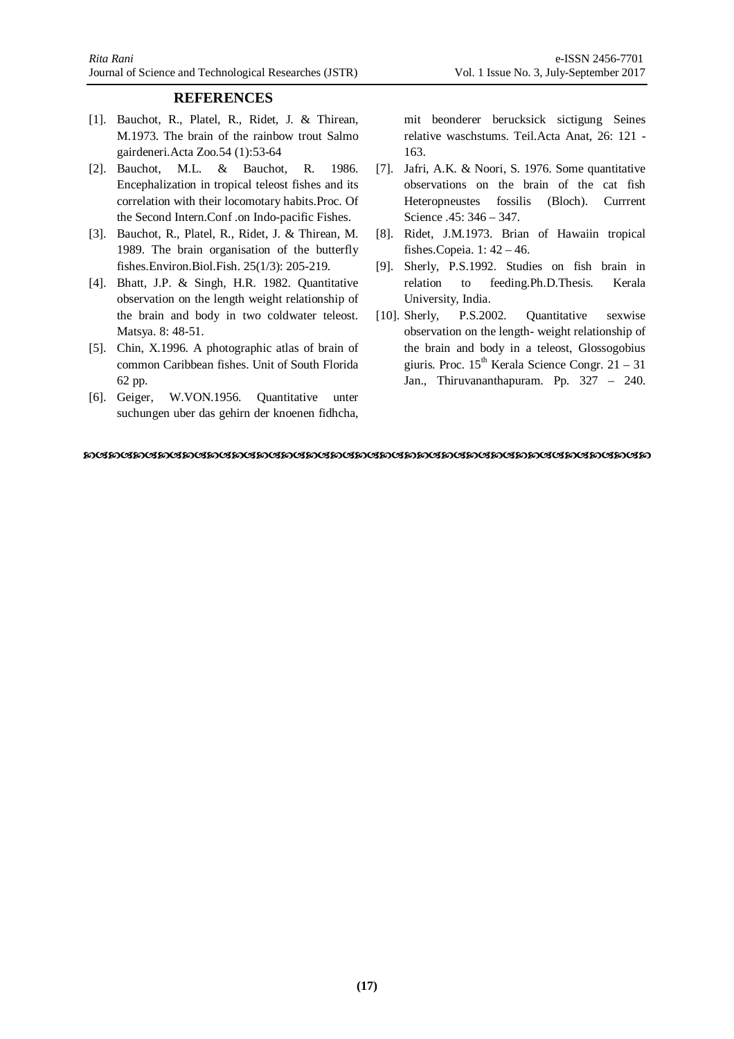## REFERENCES

[1]. Bauchot, R., Platel, R., Ridet, J. & Thirean, M.1973. The brain of the rainbow trout Salmo gairdeneri.Acta Zoo.54 (1):53-64

[2]. Bauchot, M.L. & Bauchot, R. 1986. Encephalization in tropical teleost fishes and its correlation with their locomotary habits.Proc. Of the Second Intern.Conf .on Indo-pacific Fishes.

[3]. Bauchot, R., Platel, R., Ridet, J. & Thirean, M. 1989. The brain organisation of the butterfly fishes.Environ.Biol.Fish. 25(1/3): 205-219.

[4]. Bhatt, J.P. & Singh, H.R. 1982. Quantitative observation on the length weight relationship of the brain and body in two coldwater teleost. Matsya. 8: 48-51.

[5]. Chin, X.1996. A photographic atlas of brain of common Caribbean fishes. Unit of South Florida 62 pp.

[6]. Geiger, W.VON.1956. Quantitative unter suchungen uber das gehirn der knoenen fidhcha, mit beonderer berucksick sictigung Seines relative waschstums. Teil.Acta Anat, 26: 121 - 163.

[7]. Jafri, A.K. & Noori, S. 1976. Some quantitative observations on the brain of the cat fish Heteropneustes fossilis (Bloch). Currrent Science .45: 346 – 347.

[8]. Ridet, J.M.1973. Brian of Hawaiin tropical fishes.Copeia. 1: 42 – 46.

[9]. Sherly, P.S.1992. Studies on fish brain in relation to feeding.Ph.D.Thesis. Kerala University, India.

[10]. Sherly, P.S.2002. Quantitative sexwise observation on the length- weight relationship of the brain and body in a teleost, Glossogobius giuris. Proc. 15th Kerala Science Congr. 21 – 31 Jan., Thiruvananthapuram. Pp. 327 – 240.